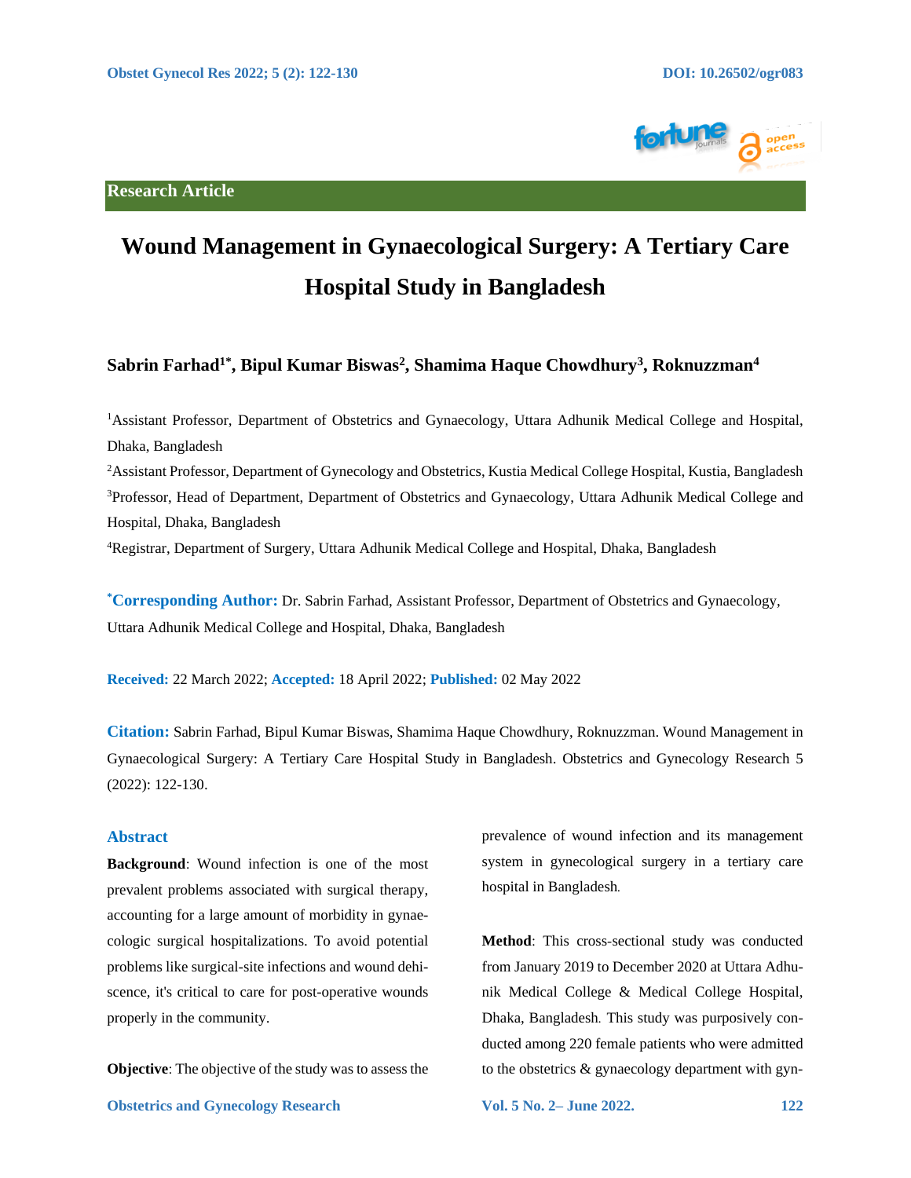Research Article

# Wound Management in Gynaecological Surgery: A Tertiary Care Hospital Study in Bangladesh

**Sabrin Farhad[1*], Bipul Kumar Biswas[2], Shamima Haque Chowdhury[3], Roknuzzman[4]**

[1]Assistant Professor, Department of Obstetrics and Gynaecology, Uttara Adhunik Medical College and Hospital, Dhaka, Bangladesh

[2]Assistant Professor, Department of Gynecology and Obstetrics, Kustia Medical College Hospital, Kustia, Bangladesh

[3]Professor, Head of Department, Department of Obstetrics and Gynaecology, Uttara Adhunik Medical College and Hospital, Dhaka, Bangladesh

[4]Registrar, Department of Surgery, Uttara Adhunik Medical College and Hospital, Dhaka, Bangladesh

**[*]Corresponding Author:** Dr. Sabrin Farhad, Assistant Professor, Department of Obstetrics and Gynaecology, Uttara Adhunik Medical College and Hospital, Dhaka, Bangladesh

**Received:** 22 March 2022; **Accepted:** 18 April 2022; **Published:** 02 May 2022

**Citation:** Sabrin Farhad, Bipul Kumar Biswas, Shamima Haque Chowdhury, Roknuzzman. Wound Management in Gynaecological Surgery: A Tertiary Care Hospital Study in Bangladesh. Obstetrics and Gynecology Research 5 (2022): 122-130.

## Abstract

**Background**: Wound infection is one of the most prevalent problems associated with surgical therapy, accounting for a large amount of morbidity in gynaecologic surgical hospitalizations. To avoid potential problems like surgical-site infections and wound dehiscence, it's critical to care for post-operative wounds properly in the community.

**Objective**: The objective of the study was to assess the prevalence of wound infection and its management system in gynecological surgery in a tertiary care hospital in Bangladesh.

**Method**: This cross-sectional study was conducted from January 2019 to December 2020 at Uttara Adhunik Medical College & Medical College Hospital, Dhaka, Bangladesh. This study was purposively conducted among 220 female patients who were admitted to the obstetrics & gynaecology department with gyn-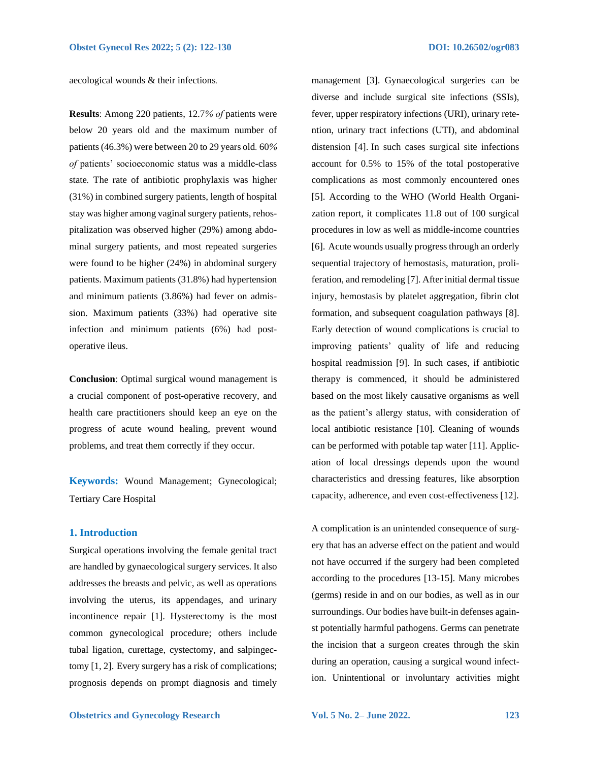aecological wounds & their infections.

**Results**: Among 220 patients, 12.7*% of* patients were below 20 years old and the maximum number of patients (46.3%) were between 20 to 29 years old. 60*% of* patients' socioeconomic status was a middle-class state. The rate of antibiotic prophylaxis was higher (31%) in combined surgery patients, length of hospital stay was higher among vaginal surgery patients, rehospitalization was observed higher (29%) among abdominal surgery patients, and most repeated surgeries were found to be higher (24%) in abdominal surgery patients. Maximum patients (31.8%) had hypertension and minimum patients (3.86%) had fever on admission. Maximum patients (33%) had operative site infection and minimum patients (6%) had post-operative ileus.

**Conclusion**: Optimal surgical wound management is a crucial component of post-operative recovery, and health care practitioners should keep an eye on the progress of acute wound healing, prevent wound problems, and treat them correctly if they occur.

**Keywords:** Wound Management; Gynecological; Tertiary Care Hospital

## 1. Introduction

Surgical operations involving the female genital tract are handled by gynaecological surgery services. It also addresses the breasts and pelvic, as well as operations involving the uterus, its appendages, and urinary incontinence repair [1]. Hysterectomy is the most common gynecological procedure; others include tubal ligation, curettage, cystectomy, and salpingectomy [1, 2]. Every surgery has a risk of complications; prognosis depends on prompt diagnosis and timely management [3]. Gynaecological surgeries can be diverse and include surgical site infections (SSIs), fever, upper respiratory infections (URI), urinary retention, urinary tract infections (UTI), and abdominal distension [4]. In such cases surgical site infections account for 0.5% to 15% of the total postoperative complications as most commonly encountered ones [5]. According to the WHO (World Health Organization report, it complicates 11.8 out of 100 surgical procedures in low as well as middle-income countries [6]. Acute wounds usually progress through an orderly sequential trajectory of hemostasis, maturation, proliferation, and remodeling [7]. After initial dermal tissue injury, hemostasis by platelet aggregation, fibrin clot formation, and subsequent coagulation pathways [8]. Early detection of wound complications is crucial to improving patients' quality of life and reducing hospital readmission [9]. In such cases, if antibiotic therapy is commenced, it should be administered based on the most likely causative organisms as well as the patient's allergy status, with consideration of local antibiotic resistance [10]. Cleaning of wounds can be performed with potable tap water [11]. Application of local dressings depends upon the wound characteristics and dressing features, like absorption capacity, adherence, and even cost-effectiveness [12].

A complication is an unintended consequence of surgery that has an adverse effect on the patient and would not have occurred if the surgery had been completed according to the procedures [13-15]. Many microbes (germs) reside in and on our bodies, as well as in our surroundings. Our bodies have built-in defenses against potentially harmful pathogens. Germs can penetrate the incision that a surgeon creates through the skin during an operation, causing a surgical wound infection. Unintentional or involuntary activities might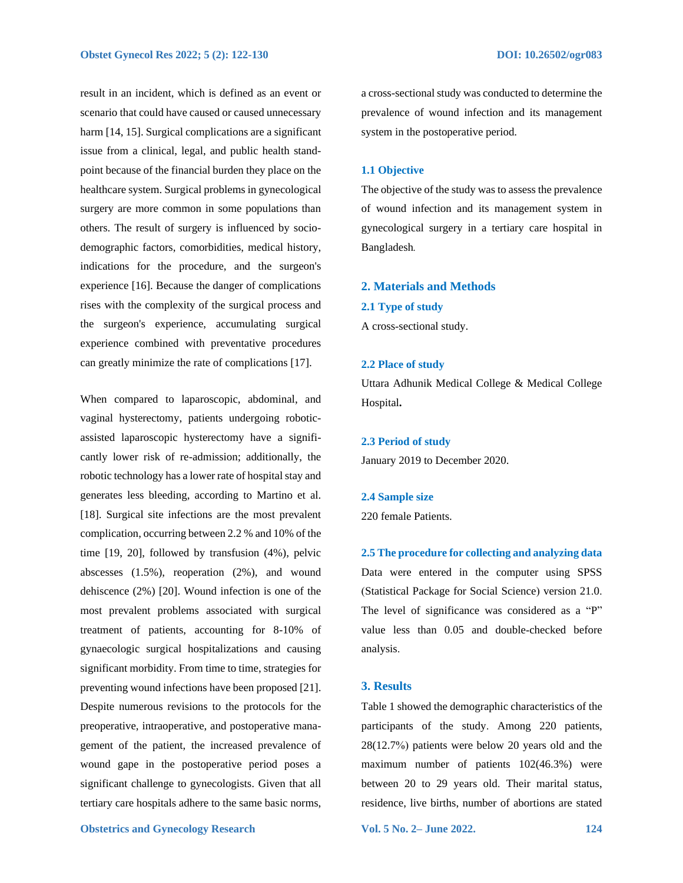result in an incident, which is defined as an event or scenario that could have caused or caused unnecessary harm [14, 15]. Surgical complications are a significant issue from a clinical, legal, and public health standpoint because of the financial burden they place on the healthcare system. Surgical problems in gynecological surgery are more common in some populations than others. The result of surgery is influenced by socio-demographic factors, comorbidities, medical history, indications for the procedure, and the surgeon's experience [16]. Because the danger of complications rises with the complexity of the surgical process and the surgeon's experience, accumulating surgical experience combined with preventative procedures can greatly minimize the rate of complications [17].

When compared to laparoscopic, abdominal, and vaginal hysterectomy, patients undergoing robotic-assisted laparoscopic hysterectomy have a significantly lower risk of re-admission; additionally, the robotic technology has a lower rate of hospital stay and generates less bleeding, according to Martino et al. [18]. Surgical site infections are the most prevalent complication, occurring between 2.2 % and 10% of the time [19, 20], followed by transfusion (4%), pelvic abscesses (1.5%), reoperation (2%), and wound dehiscence (2%) [20]. Wound infection is one of the most prevalent problems associated with surgical treatment of patients, accounting for 8-10% of gynaecologic surgical hospitalizations and causing significant morbidity. From time to time, strategies for preventing wound infections have been proposed [21]. Despite numerous revisions to the protocols for the preoperative, intraoperative, and postoperative management of the patient, the increased prevalence of wound gape in the postoperative period poses a significant challenge to gynecologists. Given that all tertiary care hospitals adhere to the same basic norms, a cross-sectional study was conducted to determine the prevalence of wound infection and its management system in the postoperative period.

### 1.1 Objective

The objective of the study was to assess the prevalence of wound infection and its management system in gynecological surgery in a tertiary care hospital in Bangladesh.

## 2. Materials and Methods

### 2.1 Type of study

A cross-sectional study.

### 2.2 Place of study

Uttara Adhunik Medical College & Medical College Hospital**.**

### 2.3 Period of study

January 2019 to December 2020.

### 2.4 Sample size

220 female Patients.

### 2.5 The procedure for collecting and analyzing data

Data were entered in the computer using SPSS (Statistical Package for Social Science) version 21.0. The level of significance was considered as a "P" value less than 0.05 and double-checked before analysis.

## 3. Results

Table 1 showed the demographic characteristics of the participants of the study. Among 220 patients, 28(12.7%) patients were below 20 years old and the maximum number of patients 102(46.3%) were between 20 to 29 years old. Their marital status, residence, live births, number of abortions are stated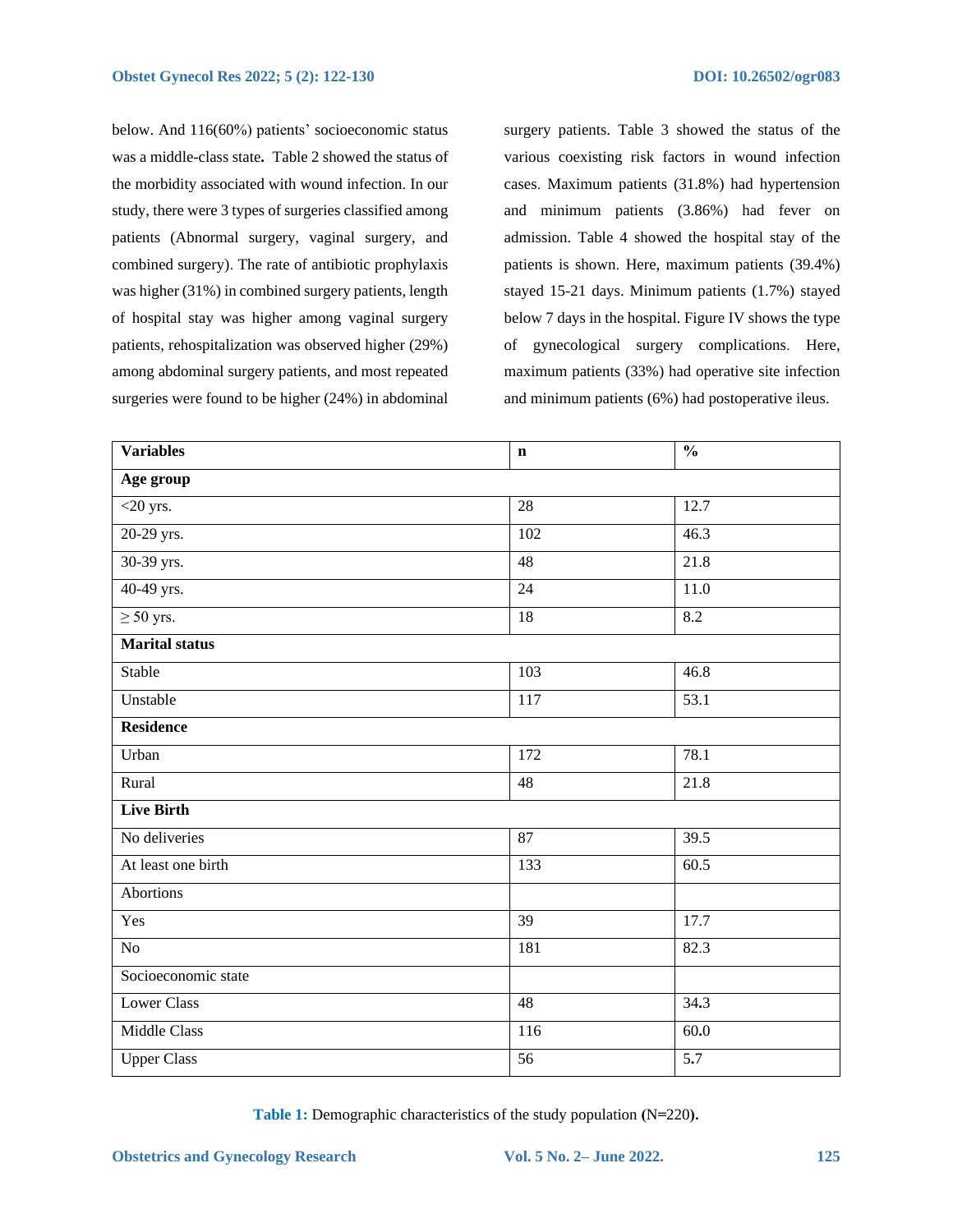below. And 116(60%) patients' socioeconomic status was a middle-class state**.** Table 2 showed the status of the morbidity associated with wound infection. In our study, there were 3 types of surgeries classified among patients (Abnormal surgery, vaginal surgery, and combined surgery). The rate of antibiotic prophylaxis was higher (31%) in combined surgery patients, length of hospital stay was higher among vaginal surgery patients, rehospitalization was observed higher (29%) among abdominal surgery patients, and most repeated surgeries were found to be higher (24%) in abdominal surgery patients. Table 3 showed the status of the various coexisting risk factors in wound infection cases. Maximum patients (31.8%) had hypertension and minimum patients (3.86%) had fever on admission. Table 4 showed the hospital stay of the patients is shown. Here, maximum patients (39.4%) stayed 15-21 days. Minimum patients (1.7%) stayed below 7 days in the hospital. Figure IV shows the type of gynecological surgery complications. Here, maximum patients (33%) had operative site infection and minimum patients (6%) had postoperative ileus.

| **Variables** | **n** | **%** |
|---|---|---|
| **Age group** | | |
| <20 yrs. | 28 | 12.7 |
| 20-29 yrs. | 102 | 46.3 |
| 30-39 yrs. | 48 | 21.8 |
| 40-49 yrs. | 24 | 11.0 |
| ≥ 50 yrs. | 18 | 8.2 |
| **Marital status** | | |
| Stable | 103 | 46.8 |
| Unstable | 117 | 53.1 |
| **Residence** | | |
| Urban | 172 | 78.1 |
| Rural | 48 | 21.8 |
| **Live Birth** | | |
| No deliveries | 87 | 39.5 |
| At least one birth | 133 | 60.5 |
| Abortions | | |
| Yes | 39 | 17.7 |
| No | 181 | 82.3 |
| Socioeconomic state | | |
| Lower Class | 48 | 34.3 |
| Middle Class | 116 | 60.0 |
| Upper Class | 56 | 5.7 |

**Table 1:** Demographic characteristics of the study population **(**N=220**).**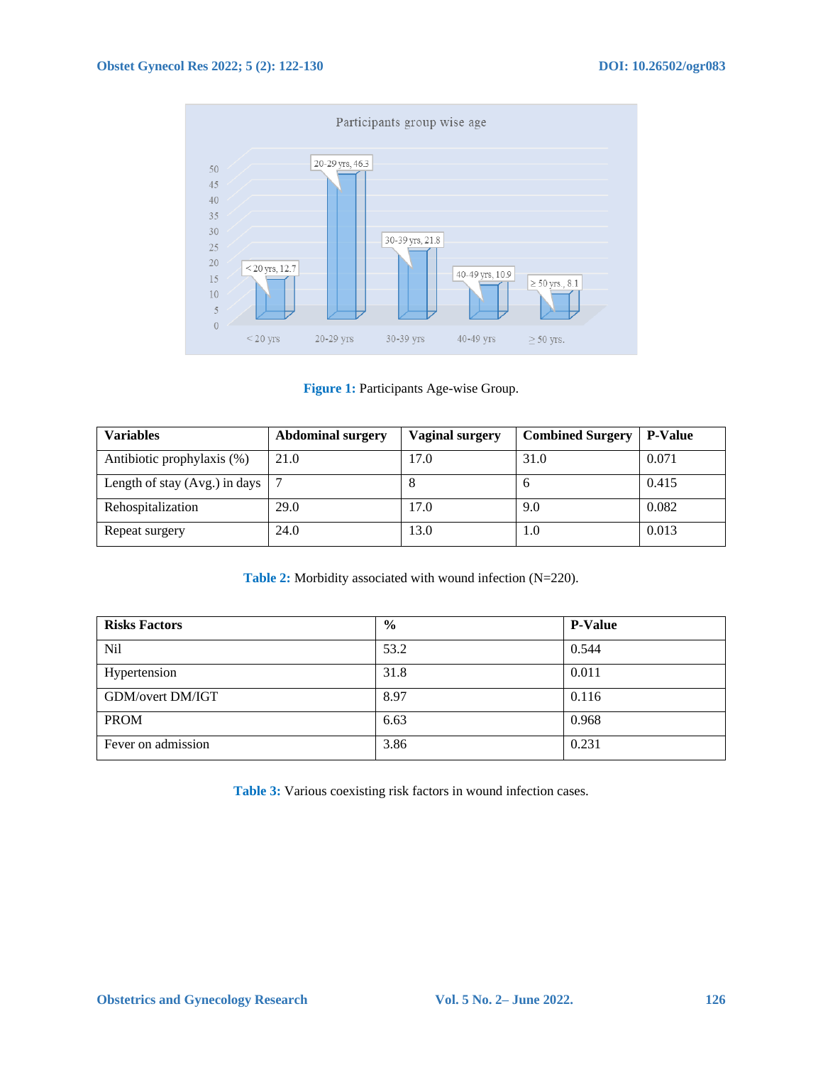Figure 1: Participants Age-wise Group.

| Variables | Abdominal surgery | Vaginal surgery | Combined Surgery | P-Value |
|---|---|---|---|---|
| Antibiotic prophylaxis (%) | 21.0 | 17.0 | 31.0 | 0.071 |
| Length of stay (Avg.) in days | 7 | 8 | 6 | 0.415 |
| Rehospitalization | 29.0 | 17.0 | 9.0 | 0.082 |
| Repeat surgery | 24.0 | 13.0 | 1.0 | 0.013 |

Table 2: Morbidity associated with wound infection (N=220).

| Risks Factors | % | P-Value |
|---|---|---|
| Nil | 53.2 | 0.544 |
| Hypertension | 31.8 | 0.011 |
| GDM/overt DM/IGT | 8.97 | 0.116 |
| PROM | 6.63 | 0.968 |
| Fever on admission | 3.86 | 0.231 |

Table 3: Various coexisting risk factors in wound infection cases.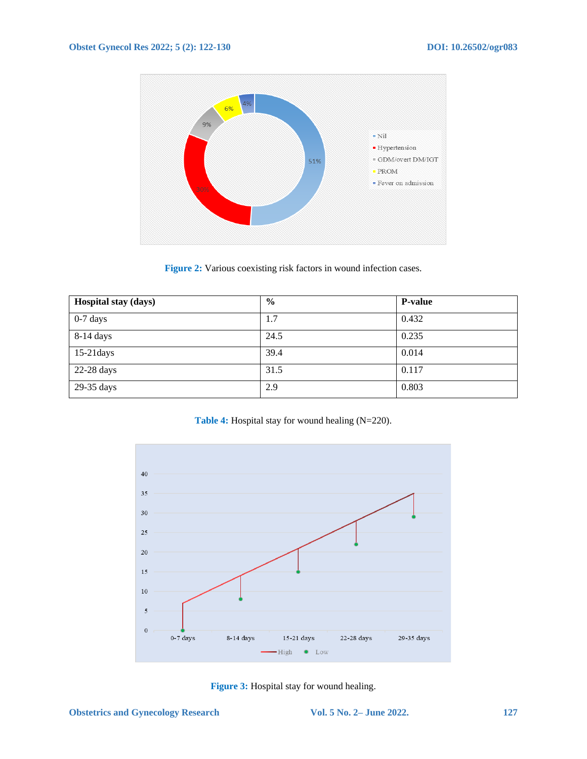Figure 2: Various coexisting risk factors in wound infection cases.

| Hospital stay (days) | % | P-value |
| --- | --- | --- |
| 0-7 days | 1.7 | 0.432 |
| 8-14 days | 24.5 | 0.235 |
| 15-21days | 39.4 | 0.014 |
| 22-28 days | 31.5 | 0.117 |
| 29-35 days | 2.9 | 0.803 |

Table 4: Hospital stay for wound healing (N=220).

Figure 3: Hospital stay for wound healing.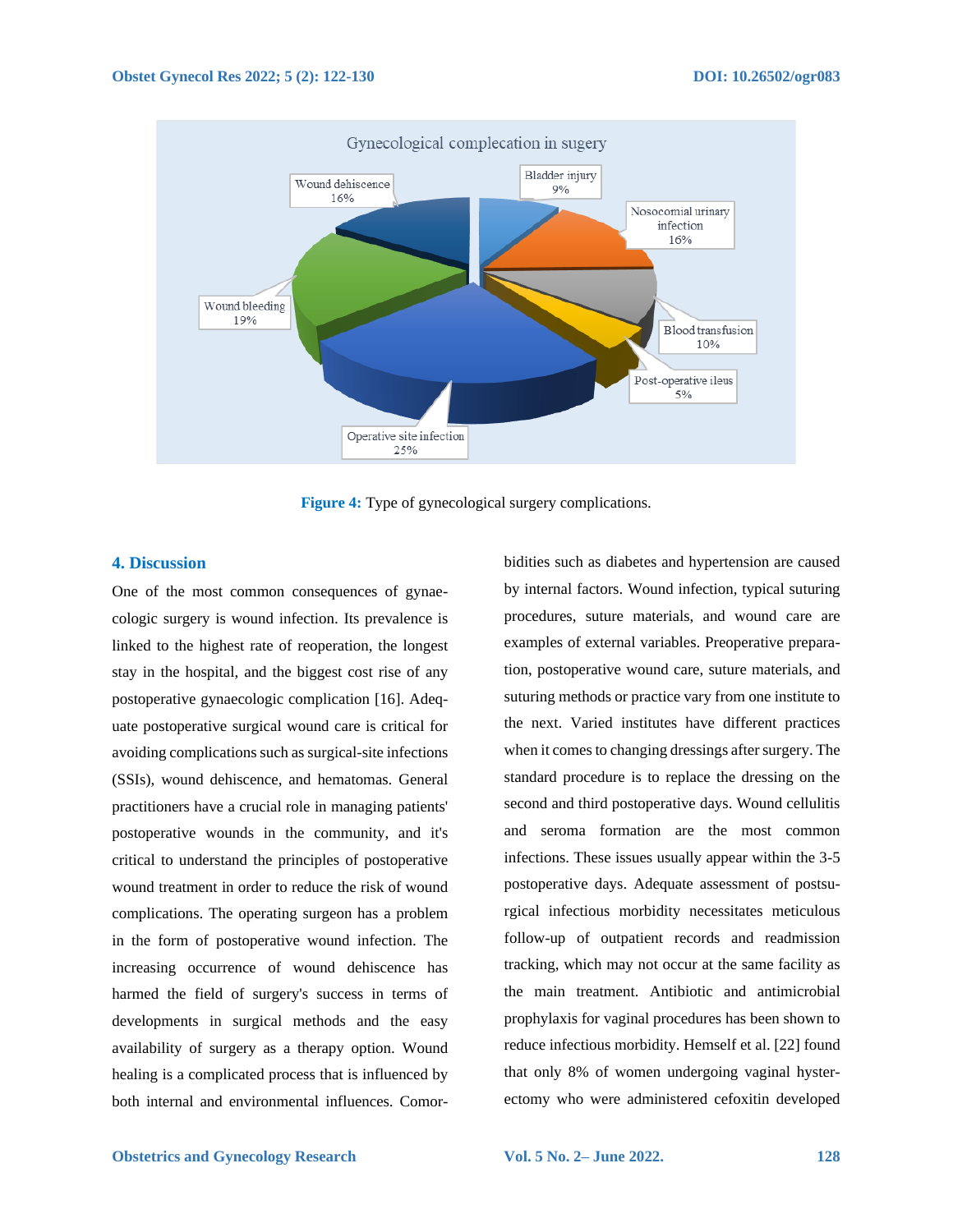Figure 4: Type of gynecological surgery complications.

## 4. Discussion

One of the most common consequences of gynaecologic surgery is wound infection. Its prevalence is linked to the highest rate of reoperation, the longest stay in the hospital, and the biggest cost rise of any postoperative gynaecologic complication [16]. Adequate postoperative surgical wound care is critical for avoiding complications such as surgical-site infections (SSIs), wound dehiscence, and hematomas. General practitioners have a crucial role in managing patients' postoperative wounds in the community, and it's critical to understand the principles of postoperative wound treatment in order to reduce the risk of wound complications. The operating surgeon has a problem in the form of postoperative wound infection. The increasing occurrence of wound dehiscence has harmed the field of surgery's success in terms of developments in surgical methods and the easy availability of surgery as a therapy option. Wound healing is a complicated process that is influenced by both internal and environmental influences. Comorbidities such as diabetes and hypertension are caused by internal factors. Wound infection, typical suturing procedures, suture materials, and wound care are examples of external variables. Preoperative preparation, postoperative wound care, suture materials, and suturing methods or practice vary from one institute to the next. Varied institutes have different practices when it comes to changing dressings after surgery. The standard procedure is to replace the dressing on the second and third postoperative days. Wound cellulitis and seroma formation are the most common infections. These issues usually appear within the 3-5 postoperative days. Adequate assessment of postsurgical infectious morbidity necessitates meticulous follow-up of outpatient records and readmission tracking, which may not occur at the same facility as the main treatment. Antibiotic and antimicrobial prophylaxis for vaginal procedures has been shown to reduce infectious morbidity. Hemself et al. [22] found that only 8% of women undergoing vaginal hysterectomy who were administered cefoxitin developed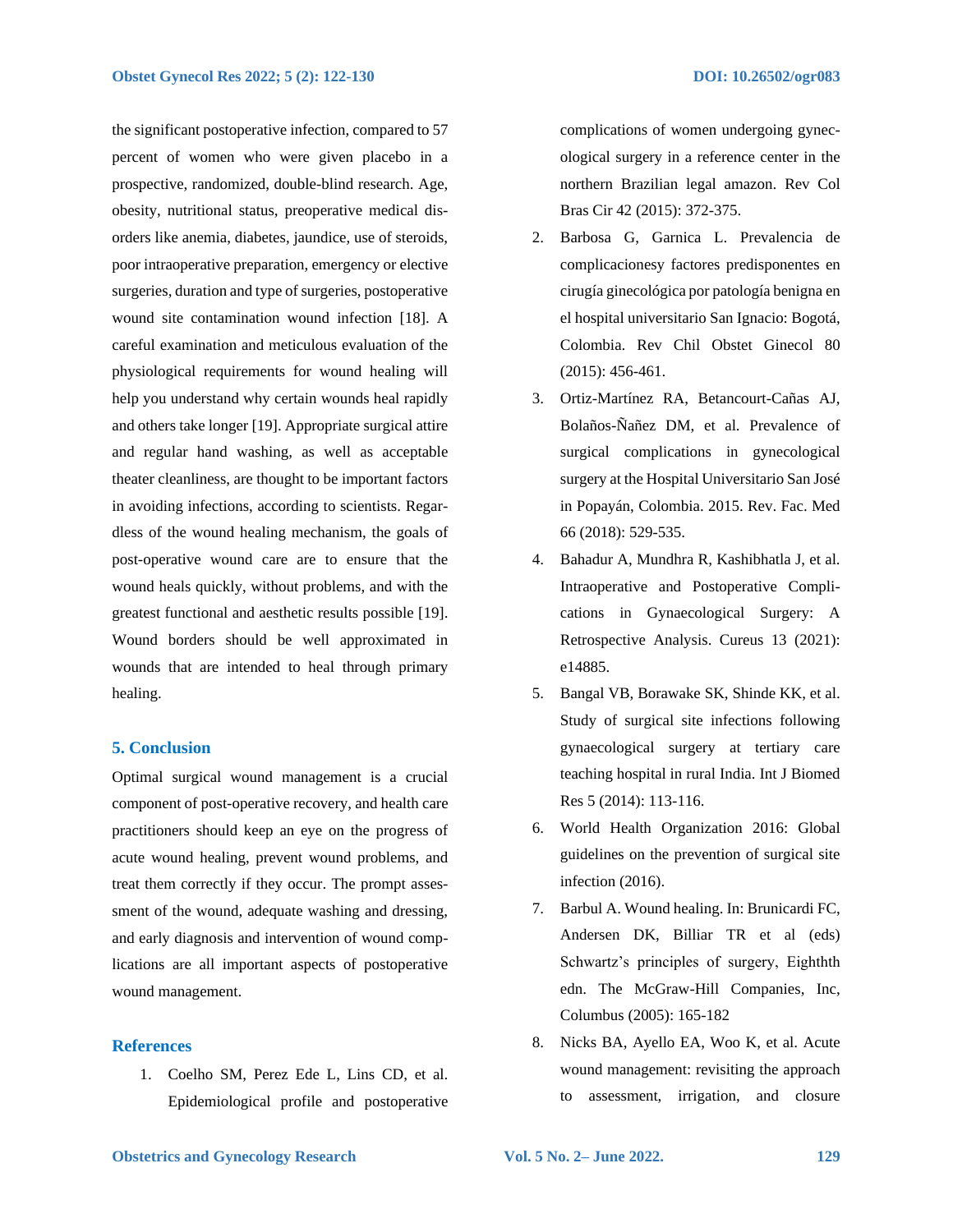the significant postoperative infection, compared to 57 percent of women who were given placebo in a prospective, randomized, double-blind research. Age, obesity, nutritional status, preoperative medical disorders like anemia, diabetes, jaundice, use of steroids, poor intraoperative preparation, emergency or elective surgeries, duration and type of surgeries, postoperative wound site contamination wound infection [18]. A careful examination and meticulous evaluation of the physiological requirements for wound healing will help you understand why certain wounds heal rapidly and others take longer [19]. Appropriate surgical attire and regular hand washing, as well as acceptable theater cleanliness, are thought to be important factors in avoiding infections, according to scientists. Regardless of the wound healing mechanism, the goals of post-operative wound care are to ensure that the wound heals quickly, without problems, and with the greatest functional and aesthetic results possible [19]. Wound borders should be well approximated in wounds that are intended to heal through primary healing.

## 5. Conclusion

Optimal surgical wound management is a crucial component of post-operative recovery, and health care practitioners should keep an eye on the progress of acute wound healing, prevent wound problems, and treat them correctly if they occur. The prompt assessment of the wound, adequate washing and dressing, and early diagnosis and intervention of wound complications are all important aspects of postoperative wound management.

## References

1. Coelho SM, Perez Ede L, Lins CD, et al. Epidemiological profile and postoperative complications of women undergoing gynecological surgery in a reference center in the northern Brazilian legal amazon. Rev Col Bras Cir 42 (2015): 372-375.
2. Barbosa G, Garnica L. Prevalencia de complicacionesy factores predisponentes en cirugía ginecológica por patología benigna en el hospital universitario San Ignacio: Bogotá, Colombia. Rev Chil Obstet Ginecol 80 (2015): 456-461.
3. Ortiz-Martínez RA, Betancourt-Cañas AJ, Bolaños-Ñañez DM, et al. Prevalence of surgical complications in gynecological surgery at the Hospital Universitario San José in Popayán, Colombia. 2015. Rev. Fac. Med 66 (2018): 529-535.
4. Bahadur A, Mundhra R, Kashibhatla J, et al. Intraoperative and Postoperative Complications in Gynaecological Surgery: A Retrospective Analysis. Cureus 13 (2021): e14885.
5. Bangal VB, Borawake SK, Shinde KK, et al. Study of surgical site infections following gynaecological surgery at tertiary care teaching hospital in rural India. Int J Biomed Res 5 (2014): 113-116.
6. World Health Organization 2016: Global guidelines on the prevention of surgical site infection (2016).
7. Barbul A. Wound healing. In: Brunicardi FC, Andersen DK, Billiar TR et al (eds) Schwartz's principles of surgery, Eighthth edn. The McGraw-Hill Companies, Inc, Columbus (2005): 165-182
8. Nicks BA, Ayello EA, Woo K, et al. Acute wound management: revisiting the approach to assessment, irrigation, and closure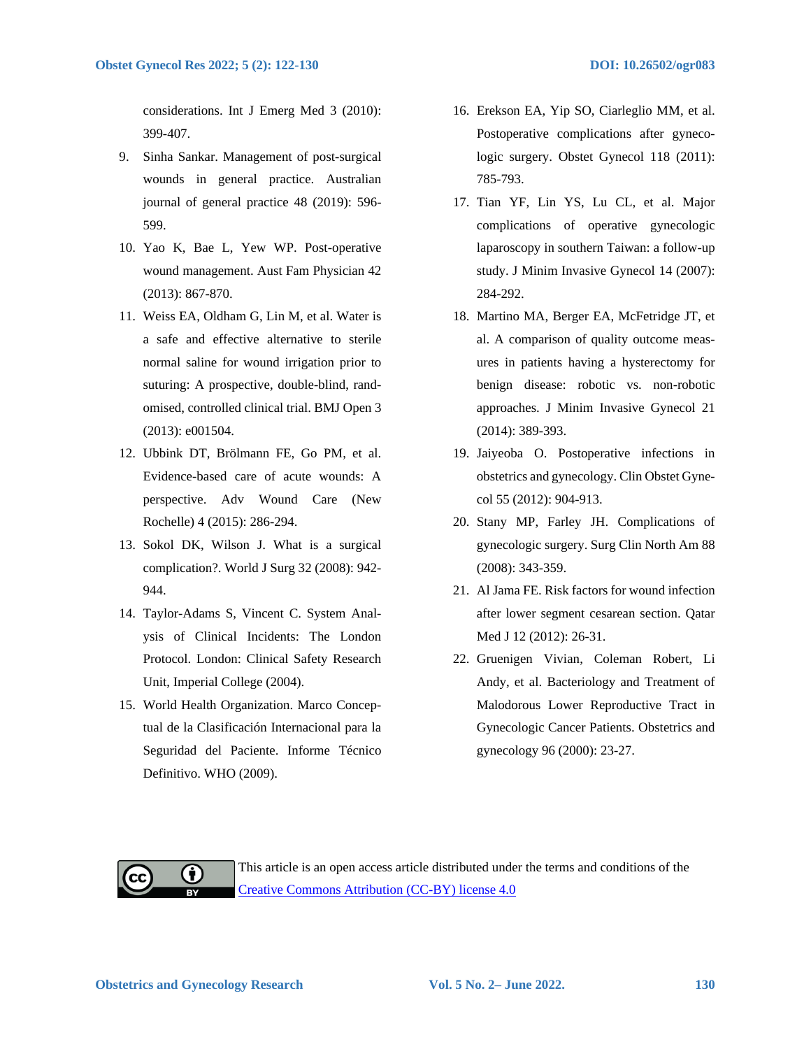considerations. Int J Emerg Med 3 (2010): 399-407.

9. Sinha Sankar. Management of post-surgical wounds in general practice. Australian journal of general practice 48 (2019): 596-599.
10. Yao K, Bae L, Yew WP. Post-operative wound management. Aust Fam Physician 42 (2013): 867-870.
11. Weiss EA, Oldham G, Lin M, et al. Water is a safe and effective alternative to sterile normal saline for wound irrigation prior to suturing: A prospective, double-blind, randomised, controlled clinical trial. BMJ Open 3 (2013): e001504.
12. Ubbink DT, Brölmann FE, Go PM, et al. Evidence-based care of acute wounds: A perspective. Adv Wound Care (New Rochelle) 4 (2015): 286-294.
13. Sokol DK, Wilson J. What is a surgical complication?. World J Surg 32 (2008): 942-944.
14. Taylor-Adams S, Vincent C. System Analysis of Clinical Incidents: The London Protocol. London: Clinical Safety Research Unit, Imperial College (2004).
15. World Health Organization. Marco Conceptual de la Clasificación Internacional para la Seguridad del Paciente. Informe Técnico Definitivo. WHO (2009).
16. Erekson EA, Yip SO, Ciarleglio MM, et al. Postoperative complications after gynecologic surgery. Obstet Gynecol 118 (2011): 785-793.
17. Tian YF, Lin YS, Lu CL, et al. Major complications of operative gynecologic laparoscopy in southern Taiwan: a follow-up study. J Minim Invasive Gynecol 14 (2007): 284-292.
18. Martino MA, Berger EA, McFetridge JT, et al. A comparison of quality outcome measures in patients having a hysterectomy for benign disease: robotic vs. non-robotic approaches. J Minim Invasive Gynecol 21 (2014): 389-393.
19. Jaiyeoba O. Postoperative infections in obstetrics and gynecology. Clin Obstet Gynecol 55 (2012): 904-913.
20. Stany MP, Farley JH. Complications of gynecologic surgery. Surg Clin North Am 88 (2008): 343-359.
21. Al Jama FE. Risk factors for wound infection after lower segment cesarean section. Qatar Med J 12 (2012): 26-31.
22. Gruenigen Vivian, Coleman Robert, Li Andy, et al. Bacteriology and Treatment of Malodorous Lower Reproductive Tract in Gynecologic Cancer Patients. Obstetrics and gynecology 96 (2000): 23-27.

This article is an open access article distributed under the terms and conditions of the [Creative Commons Attribution (CC-BY) license 4.0](https://creativecommons.org/licenses/by/4.0/)